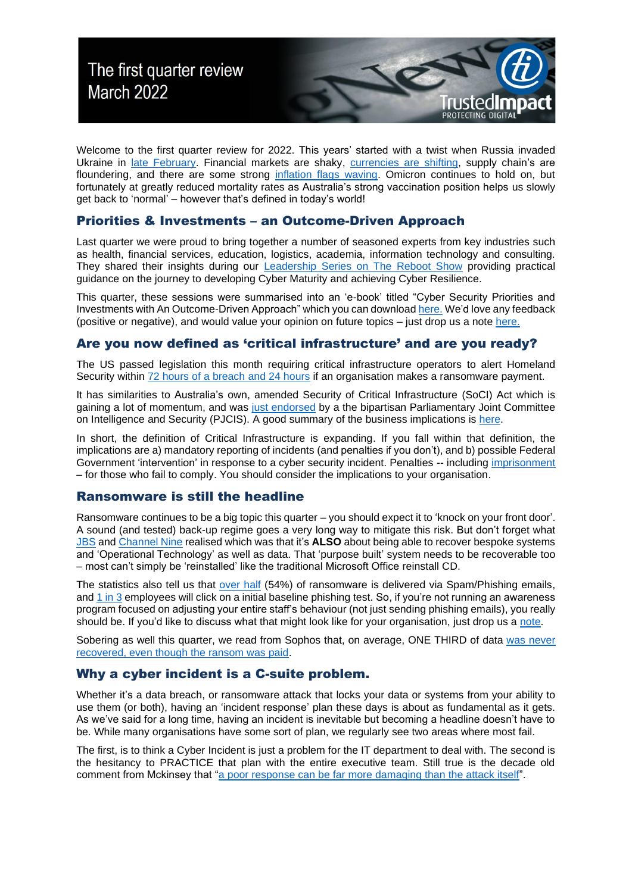# The first quarter review March 2022

Welcome to the first quarter review for 2022. This years' started with a twist when Russia invaded Ukraine in late February. Financial markets are shaky, currencies are shifting, supply chain's are floundering, and there are some strong inflation flags waving. Omicron continues to hold on, but fortunately at greatly reduced mortality rates as Australia's strong vaccination position helps us slowly get back to 'normal' – however that's defined in today's world!

## Priorities & Investments – an Outcome-Driven Approach

Last quarter we were proud to bring together a number of seasoned experts from key industries such as health, financial services, education, logistics, academia, information technology and consulting. They shared their insights during our Leadership Series on The Reboot Show providing practical guidance on the journey to developing Cyber Maturity and achieving Cyber Resilience.

This quarter, these sessions were summarised into an 'e-book' titled "Cyber Security Priorities and Investments with An Outcome-Driven Approach" which you can download here. We'd love any feedback (positive or negative), and would value your opinion on future topics – just drop us a note here.

## Are you now defined as 'critical infrastructure' and are you ready?

The US passed legislation this month requiring critical infrastructure operators to alert Homeland Security within 72 hours of a breach and 24 hours if an organisation makes a ransomware payment.

It has similarities to Australia's own, amended Security of Critical Infrastructure (SoCI) Act which is gaining a lot of momentum, and was just endorsed by a the bipartisan Parliamentary Joint Committee on Intelligence and Security (PJCIS). A good summary of the business implications is here.

In short, the definition of Critical Infrastructure is expanding. If you fall within that definition, the implications are a) mandatory reporting of incidents (and penalties if you don't), and b) possible Federal Government 'intervention' in response to a cyber security incident. Penalties -- including imprisonment – for those who fail to comply. You should consider the implications to your organisation.

## Ransomware is still the headline

Ransomware continues to be a big topic this quarter – you should expect it to 'knock on your front door'. A sound (and tested) back-up regime goes a very long way to mitigate this risk. But don't forget what JBS and Channel Nine realised which was that it's **ALSO** about being able to recover bespoke systems and 'Operational Technology' as well as data. That 'purpose built' system needs to be recoverable too – most can't simply be 'reinstalled' like the traditional Microsoft Office reinstall CD.

The statistics also tell us that over half (54%) of ransomware is delivered via Spam/Phishing emails, and 1 in 3 employees will click on a initial baseline phishing test. So, if you're not running an awareness program focused on adjusting your entire staff's behaviour (not just sending phishing emails), you really should be. If you'd like to discuss what that might look like for your organisation, just drop us a note.

Sobering as well this quarter, we read from Sophos that, on average, ONE THIRD of data was never recovered, even though the ransom was paid.

## Why a cyber incident is a C-suite problem.

Whether it's a data breach, or ransomware attack that locks your data or systems from your ability to use them (or both), having an 'incident response' plan these days is about as fundamental as it gets. As we've said for a long time, having an incident is inevitable but becoming a headline doesn't have to be. While many organisations have some sort of plan, we regularly see two areas where most fail.

The first, is to think a Cyber Incident is just a problem for the IT department to deal with. The second is the hesitancy to PRACTICE that plan with the entire executive team. Still true is the decade old comment from Mckinsey that "a poor response can be far more damaging than the attack itself".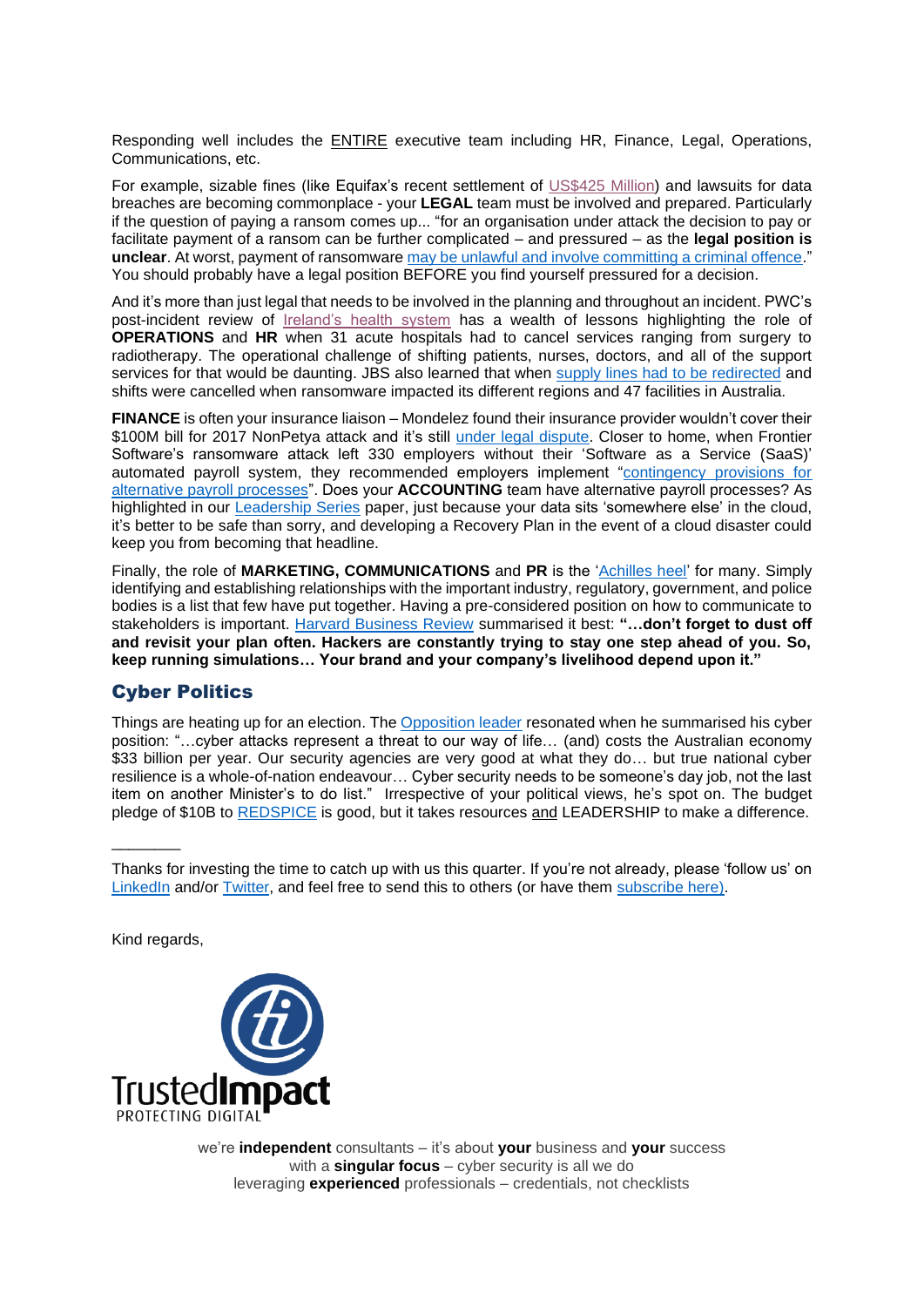Responding well includes the ENTIRE executive team including HR, Finance, Legal, Operations, Communications, etc.

For example, sizable fines (like Equifax's recent settlement of US$425 Million) and lawsuits for data breaches are becoming commonplace - your **LEGAL** team must be involved and prepared. Particularly if the question of paying a ransom comes up... "for an organisation under attack the decision to pay or facilitate payment of a ransom can be further complicated – and pressured – as the **legal position is unclear**. At worst, payment of ransomware may be unlawful and involve committing a criminal offence." You should probably have a legal position BEFORE you find yourself pressured for a decision.

And it's more than just legal that needs to be involved in the planning and throughout an incident. PWC's post-incident review of Ireland's health system has a wealth of lessons highlighting the role of **OPERATIONS** and **HR** when 31 acute hospitals had to cancel services ranging from surgery to radiotherapy. The operational challenge of shifting patients, nurses, doctors, and all of the support services for that would be daunting. JBS also learned that when supply lines had to be redirected and shifts were cancelled when ransomware impacted its different regions and 47 facilities in Australia.

**FINANCE** is often your insurance liaison – Mondelez found their insurance provider wouldn't cover their $100M bill for 2017 NonPetya attack and it's still under legal dispute. Closer to home, when Frontier Software's ransomware attack left 330 employers without their 'Software as a Service (SaaS)' automated payroll system, they recommended employers implement "contingency provisions for alternative payroll processes". Does your **ACCOUNTING** team have alternative payroll processes? As highlighted in our Leadership Series paper, just because your data sits 'somewhere else' in the cloud, it's better to be safe than sorry, and developing a Recovery Plan in the event of a cloud disaster could keep you from becoming that headline.

Finally, the role of **MARKETING, COMMUNICATIONS** and **PR** is the 'Achilles heel' for many. Simply identifying and establishing relationships with the important industry, regulatory, government, and police bodies is a list that few have put together. Having a pre-considered position on how to communicate to stakeholders is important. Harvard Business Review summarised it best: **"…don't forget to dust off and revisit your plan often. Hackers are constantly trying to stay one step ahead of you. So, keep running simulations… Your brand and your company's livelihood depend upon it."**

## Cyber Politics

Things are heating up for an election. The Opposition leader resonated when he summarised his cyber position: "…cyber attacks represent a threat to our way of life… (and) costs the Australian economy $33 billion per year. Our security agencies are very good at what they do… but true national cyber resilience is a whole-of-nation endeavour… Cyber security needs to be someone's day job, not the last item on another Minister's to do list." Irrespective of your political views, he's spot on. The budget pledge of $10B to REDSPICE is good, but it takes resources and LEADERSHIP to make a difference.

________

Thanks for investing the time to catch up with us this quarter. If you're not already, please 'follow us' on LinkedIn and/or Twitter, and feel free to send this to others (or have them subscribe here).

Kind regards,

TrustedImpact
PROTECTING DIGITAL

we're **independent** consultants – it's about **your** business and **your** success
with a **singular focus** – cyber security is all we do
leveraging **experienced** professionals – credentials, not checklists